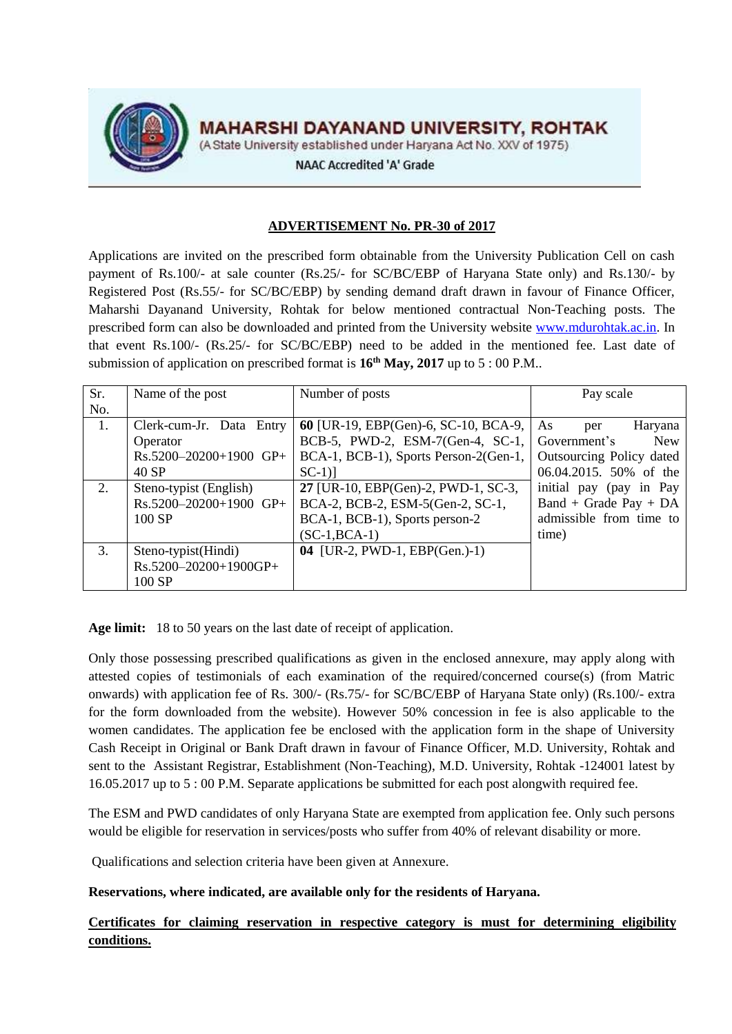# MAHARSHI DAYANAND UNIVERSITY, ROHTAK

(A State University established under Haryana Act No. XXV of 1975)

NAAC Accredited 'A' Grade

## ADVERTISEMENT No. PR-30 of 2017

Applications are invited on the prescribed form obtainable from the University Publication Cell on cash payment of Rs.100/- at sale counter (Rs.25/- for SC/BC/EBP of Haryana State only) and Rs.130/- by Registered Post (Rs.55/- for SC/BC/EBP) by sending demand draft drawn in favour of Finance Officer, Maharshi Dayanand University, Rohtak for below mentioned contractual Non-Teaching posts. The prescribed form can also be downloaded and printed from the University website www.mdurohtak.ac.in. In that event Rs.100/- (Rs.25/- for SC/BC/EBP) need to be added in the mentioned fee. Last date of submission of application on prescribed format is **16th May, 2017** up to 5 : 00 P.M..

| Sr. No. | Name of the post | Number of posts | Pay scale |
|---|---|---|---|
| 1. | Clerk-cum-Jr. Data Entry Operator Rs.5200–20200+1900 GP+ 40 SP | **60** [UR-19, EBP(Gen)-6, SC-10, BCA-9, BCB-5, PWD-2, ESM-7(Gen-4, SC-1, BCA-1, BCB-1), Sports Person-2(Gen-1, SC-1)] | As per Haryana Government's New Outsourcing Policy dated 06.04.2015. 50% of the initial pay (pay in Pay Band + Grade Pay + DA admissible from time to time) |
| 2. | Steno-typist (English) Rs.5200–20200+1900 GP+ 100 SP | **27** [UR-10, EBP(Gen)-2, PWD-1, SC-3, BCA-2, BCB-2, ESM-5(Gen-2, SC-1, BCA-1, BCB-1), Sports person-2 (SC-1,BCA-1) | |
| 3. | Steno-typist(Hindi) Rs.5200–20200+1900GP+ 100 SP | **04** [UR-2, PWD-1, EBP(Gen.)-1) | |

**Age limit:** 18 to 50 years on the last date of receipt of application.

Only those possessing prescribed qualifications as given in the enclosed annexure, may apply along with attested copies of testimonials of each examination of the required/concerned course(s) (from Matric onwards) with application fee of Rs. 300/- (Rs.75/- for SC/BC/EBP of Haryana State only) (Rs.100/- extra for the form downloaded from the website). However 50% concession in fee is also applicable to the women candidates. The application fee be enclosed with the application form in the shape of University Cash Receipt in Original or Bank Draft drawn in favour of Finance Officer, M.D. University, Rohtak and sent to the Assistant Registrar, Establishment (Non-Teaching), M.D. University, Rohtak -124001 latest by 16.05.2017 up to 5 : 00 P.M. Separate applications be submitted for each post alongwith required fee.

The ESM and PWD candidates of only Haryana State are exempted from application fee. Only such persons would be eligible for reservation in services/posts who suffer from 40% of relevant disability or more.

Qualifications and selection criteria have been given at Annexure.

**Reservations, where indicated, are available only for the residents of Haryana.**

**Certificates for claiming reservation in respective category is must for determining eligibility conditions.**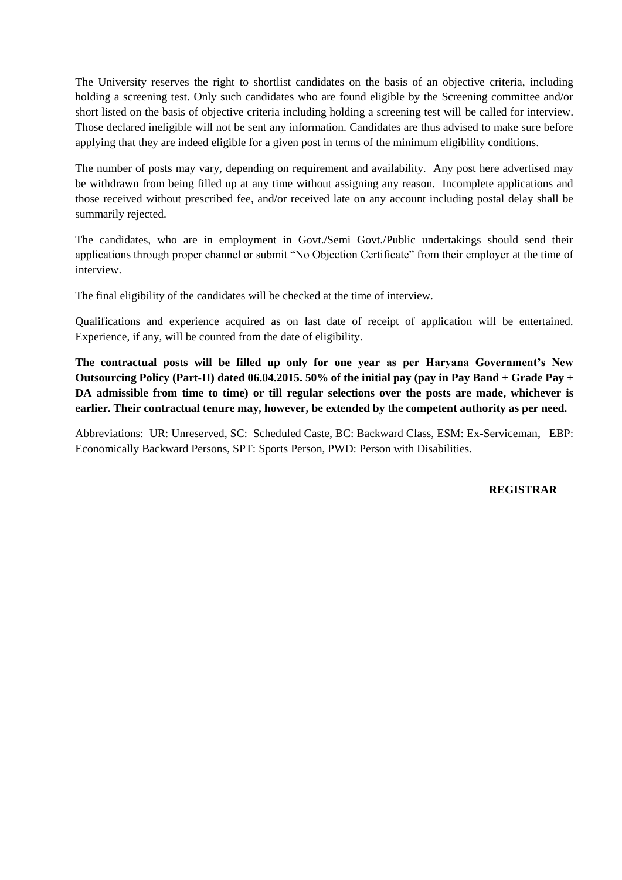The University reserves the right to shortlist candidates on the basis of an objective criteria, including holding a screening test. Only such candidates who are found eligible by the Screening committee and/or short listed on the basis of objective criteria including holding a screening test will be called for interview. Those declared ineligible will not be sent any information. Candidates are thus advised to make sure before applying that they are indeed eligible for a given post in terms of the minimum eligibility conditions.

The number of posts may vary, depending on requirement and availability. Any post here advertised may be withdrawn from being filled up at any time without assigning any reason. Incomplete applications and those received without prescribed fee, and/or received late on any account including postal delay shall be summarily rejected.

The candidates, who are in employment in Govt./Semi Govt./Public undertakings should send their applications through proper channel or submit "No Objection Certificate" from their employer at the time of interview.

The final eligibility of the candidates will be checked at the time of interview.

Qualifications and experience acquired as on last date of receipt of application will be entertained. Experience, if any, will be counted from the date of eligibility.

**The contractual posts will be filled up only for one year as per Haryana Government's New Outsourcing Policy (Part-II) dated 06.04.2015. 50% of the initial pay (pay in Pay Band + Grade Pay + DA admissible from time to time) or till regular selections over the posts are made, whichever is earlier. Their contractual tenure may, however, be extended by the competent authority as per need.**

Abbreviations: UR: Unreserved, SC: Scheduled Caste, BC: Backward Class, ESM: Ex-Serviceman, EBP: Economically Backward Persons, SPT: Sports Person, PWD: Person with Disabilities.

**REGISTRAR**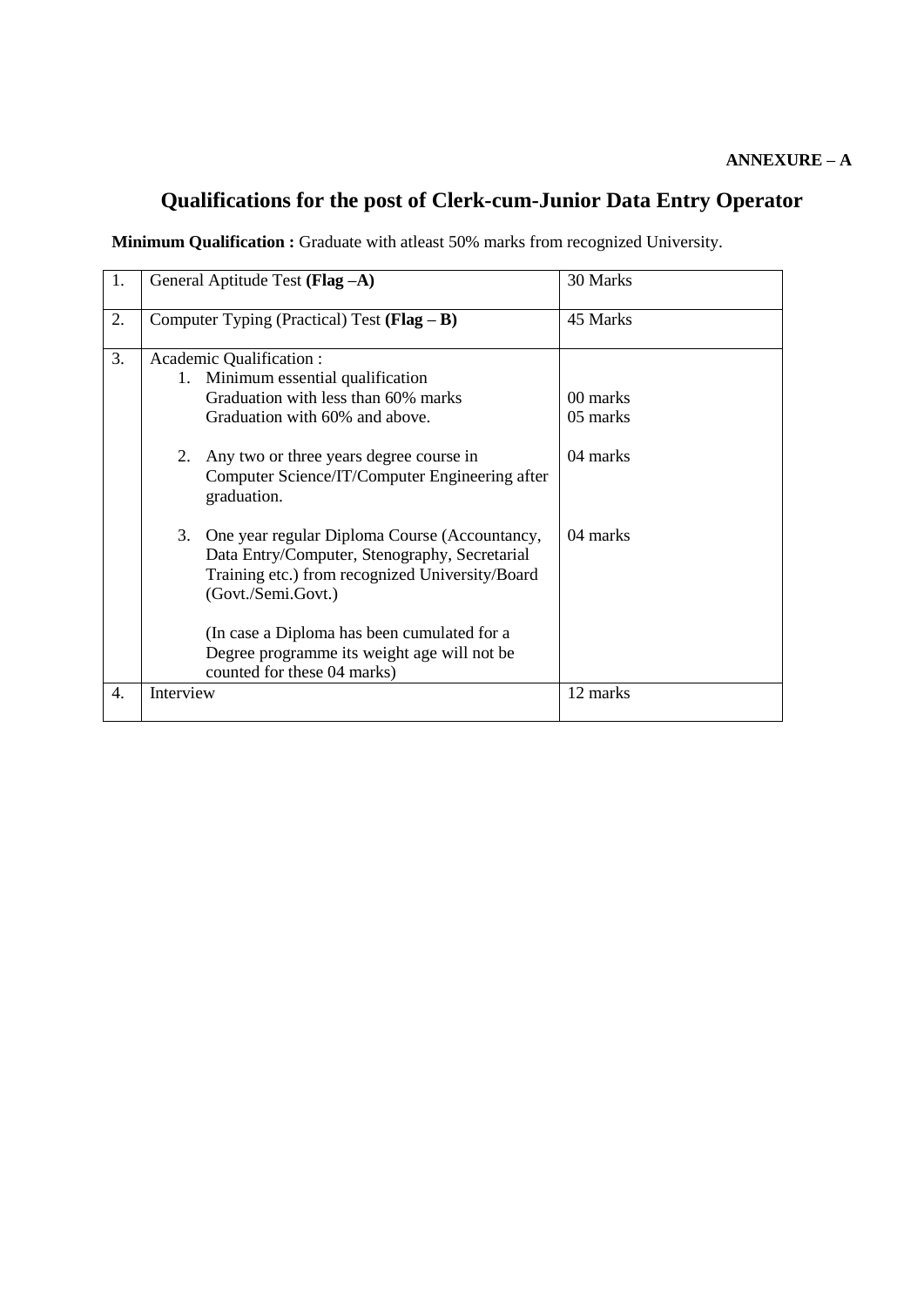**ANNEXURE – A**

# Qualifications for the post of Clerk-cum-Junior Data Entry Operator

**Minimum Qualification :** Graduate with atleast 50% marks from recognized University.

| | | |
|---|---|---|
| 1. | General Aptitude Test **(Flag –A)** | 30 Marks |
| 2. | Computer Typing (Practical) Test **(Flag – B)** | 45 Marks |
| 3. | Academic Qualification :<br>1. Minimum essential qualification<br>Graduation with less than 60% marks<br>Graduation with 60% and above.<br><br>2. Any two or three years degree course in Computer Science/IT/Computer Engineering after graduation.<br><br>3. One year regular Diploma Course (Accountancy, Data Entry/Computer, Stenography, Secretarial Training etc.) from recognized University/Board (Govt./Semi.Govt.)<br><br>(In case a Diploma has been cumulated for a Degree programme its weight age will not be counted for these 04 marks) | <br><br>00 marks<br>05 marks<br><br>04 marks<br><br><br>04 marks |
| 4. | Interview | 12 marks |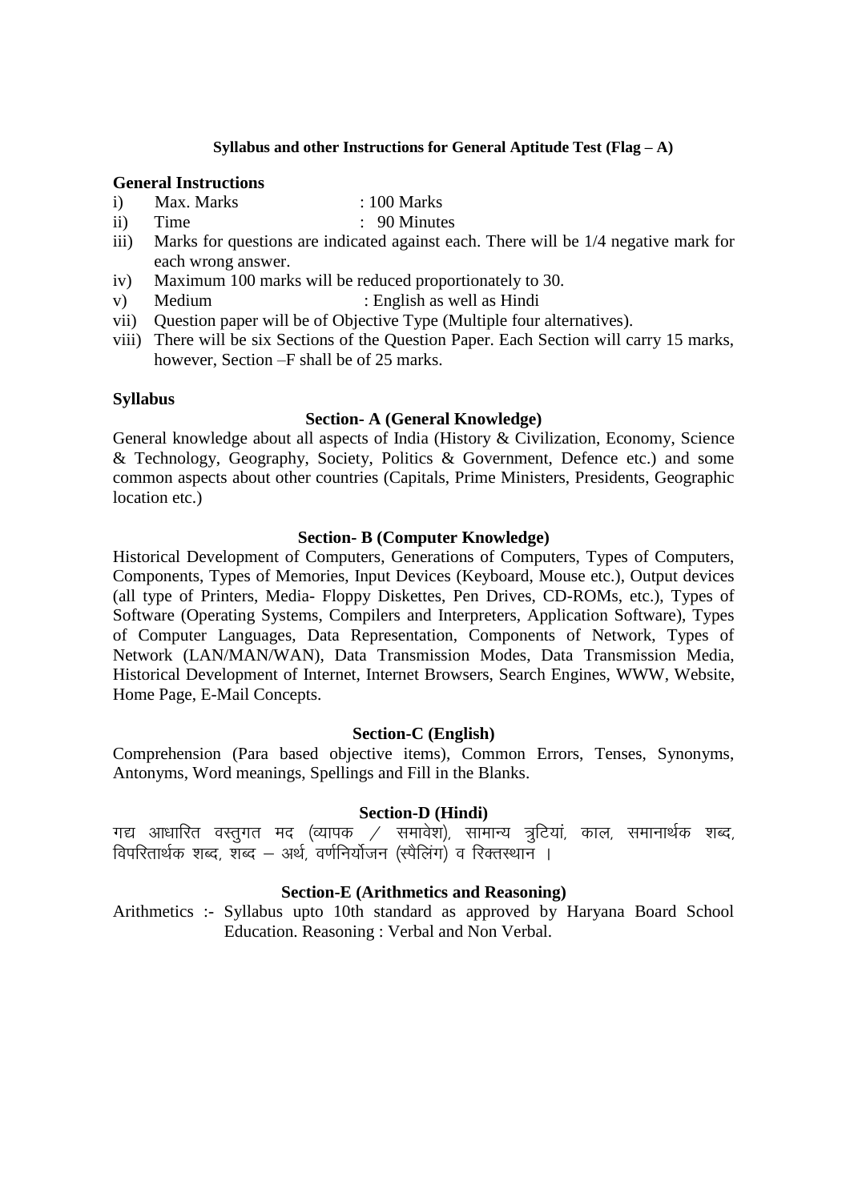**Syllabus and other Instructions for General Aptitude Test (Flag – A)**

## General Instructions

i) Max. Marks : 100 Marks

ii) Time : 90 Minutes

iii) Marks for questions are indicated against each. There will be 1/4 negative mark for each wrong answer.

iv) Maximum 100 marks will be reduced proportionately to 30.

v) Medium : English as well as Hindi

vii) Question paper will be of Objective Type (Multiple four alternatives).

viii) There will be six Sections of the Question Paper. Each Section will carry 15 marks, however, Section –F shall be of 25 marks.

## Syllabus

### Section- A (General Knowledge)

General knowledge about all aspects of India (History & Civilization, Economy, Science & Technology, Geography, Society, Politics & Government, Defence etc.) and some common aspects about other countries (Capitals, Prime Ministers, Presidents, Geographic location etc.)

### Section- B (Computer Knowledge)

Historical Development of Computers, Generations of Computers, Types of Computers, Components, Types of Memories, Input Devices (Keyboard, Mouse etc.), Output devices (all type of Printers, Media- Floppy Diskettes, Pen Drives, CD-ROMs, etc.), Types of Software (Operating Systems, Compilers and Interpreters, Application Software), Types of Computer Languages, Data Representation, Components of Network, Types of Network (LAN/MAN/WAN), Data Transmission Modes, Data Transmission Media, Historical Development of Internet, Internet Browsers, Search Engines, WWW, Website, Home Page, E-Mail Concepts.

### Section-C (English)

Comprehension (Para based objective items), Common Errors, Tenses, Synonyms, Antonyms, Word meanings, Spellings and Fill in the Blanks.

### Section-D (Hindi)

गद्य आधारित वस्तुगत मद (व्यापक / समावेश), सामान्य त्रुटियां, काल, समानार्थक शब्द, विपरितार्थक शब्द, शब्द – अर्थ, वर्णनिर्योजन (स्पैलिंग) व रिक्तस्थान ।

### Section-E (Arithmetics and Reasoning)

Arithmetics :- Syllabus upto 10th standard as approved by Haryana Board School Education. Reasoning : Verbal and Non Verbal.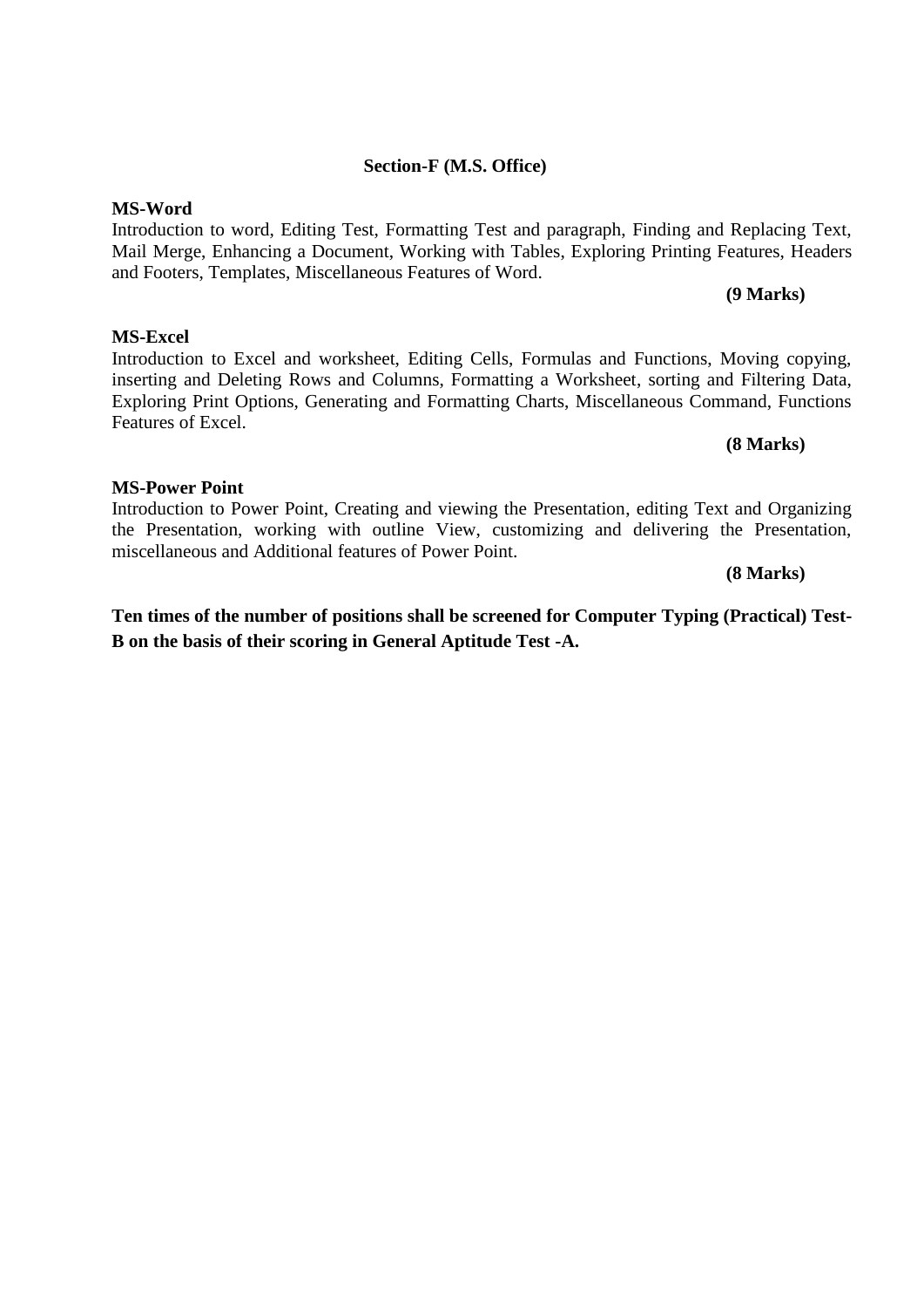## Section-F (M.S. Office)

**MS-Word**

Introduction to word, Editing Test, Formatting Test and paragraph, Finding and Replacing Text, Mail Merge, Enhancing a Document, Working with Tables, Exploring Printing Features, Headers and Footers, Templates, Miscellaneous Features of Word.

**(9 Marks)**

**MS-Excel**

Introduction to Excel and worksheet, Editing Cells, Formulas and Functions, Moving copying, inserting and Deleting Rows and Columns, Formatting a Worksheet, sorting and Filtering Data, Exploring Print Options, Generating and Formatting Charts, Miscellaneous Command, Functions Features of Excel.

**(8 Marks)**

**MS-Power Point**

Introduction to Power Point, Creating and viewing the Presentation, editing Text and Organizing the Presentation, working with outline View, customizing and delivering the Presentation, miscellaneous and Additional features of Power Point.

**(8 Marks)**

**Ten times of the number of positions shall be screened for Computer Typing (Practical) Test-B on the basis of their scoring in General Aptitude Test -A.**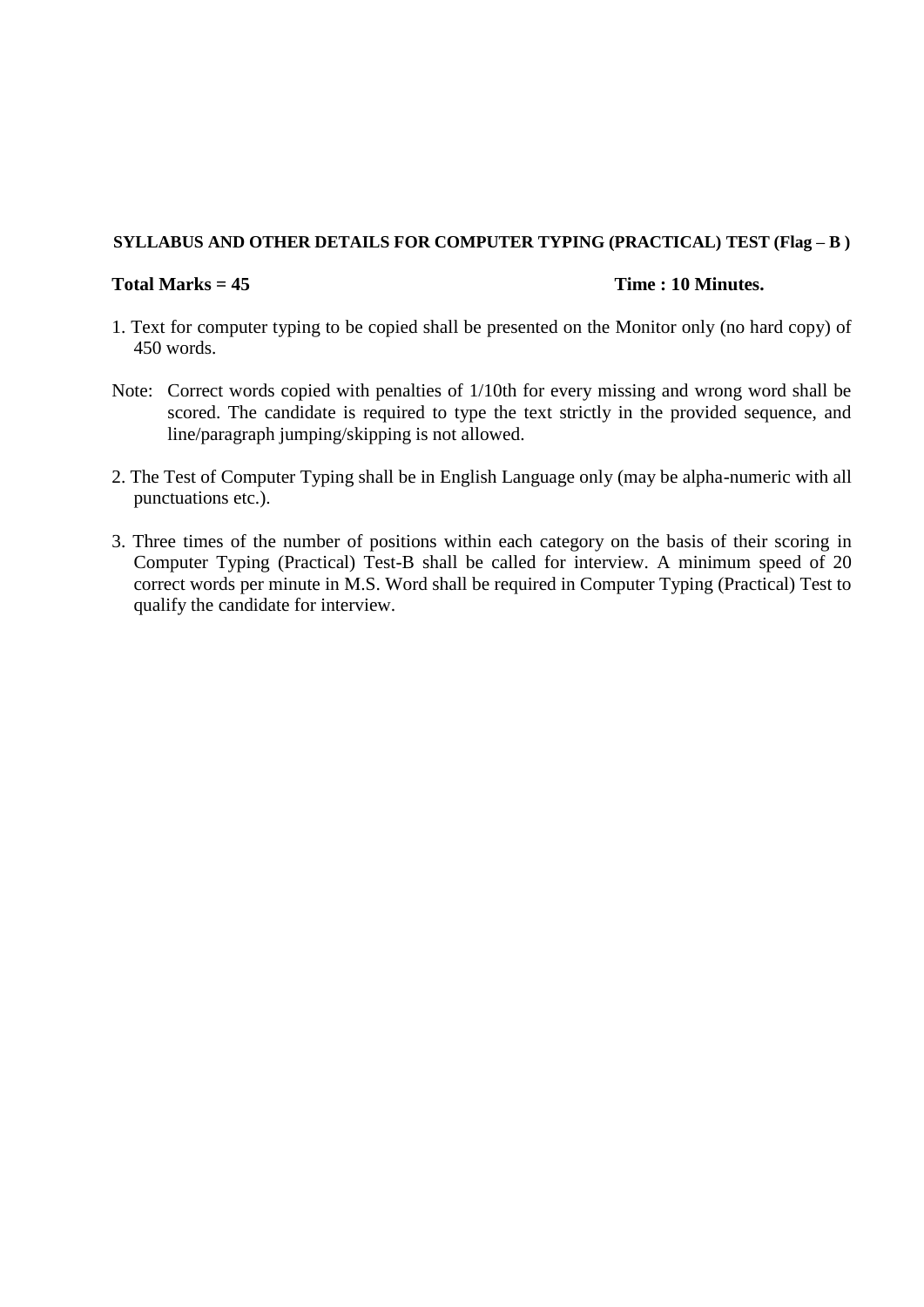**SYLLABUS AND OTHER DETAILS FOR COMPUTER TYPING (PRACTICAL) TEST (Flag – B )**

**Total Marks = 45** **Time : 10 Minutes.**

1. Text for computer typing to be copied shall be presented on the Monitor only (no hard copy) of 450 words.

Note: Correct words copied with penalties of 1/10th for every missing and wrong word shall be scored. The candidate is required to type the text strictly in the provided sequence, and line/paragraph jumping/skipping is not allowed.

2. The Test of Computer Typing shall be in English Language only (may be alpha-numeric with all punctuations etc.).

3. Three times of the number of positions within each category on the basis of their scoring in Computer Typing (Practical) Test-B shall be called for interview. A minimum speed of 20 correct words per minute in M.S. Word shall be required in Computer Typing (Practical) Test to qualify the candidate for interview.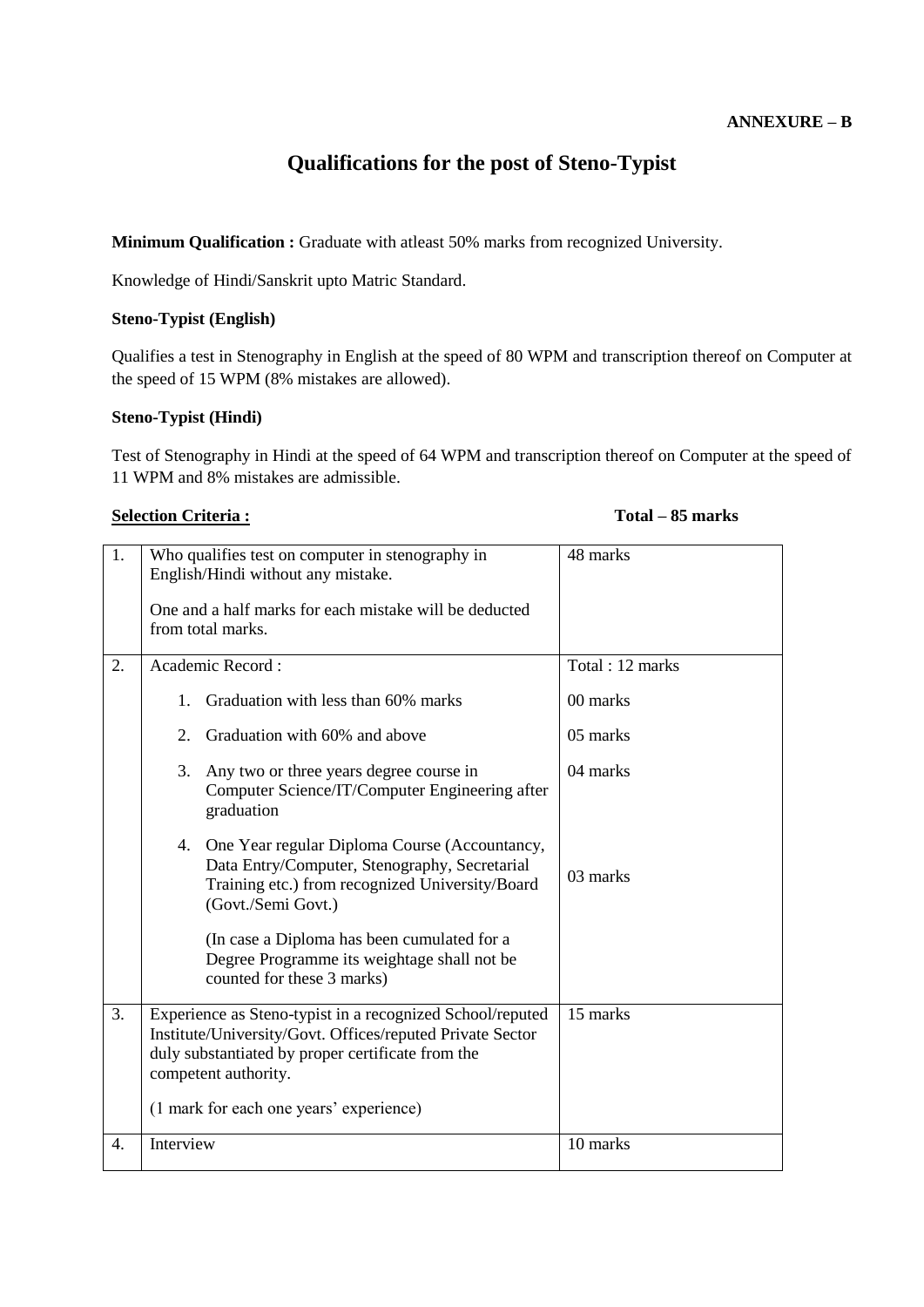**ANNEXURE – B**

# Qualifications for the post of Steno-Typist

**Minimum Qualification :** Graduate with atleast 50% marks from recognized University.

Knowledge of Hindi/Sanskrit upto Matric Standard.

**Steno-Typist (English)**

Qualifies a test in Stenography in English at the speed of 80 WPM and transcription thereof on Computer at the speed of 15 WPM (8% mistakes are allowed).

**Steno-Typist (Hindi)**

Test of Stenography in Hindi at the speed of 64 WPM and transcription thereof on Computer at the speed of 11 WPM and 8% mistakes are admissible.

**Selection Criteria :** **Total – 85 marks**

| | | |
|---|---|---|
| 1. | Who qualifies test on computer in stenography in English/Hindi without any mistake.<br><br>One and a half marks for each mistake will be deducted from total marks. | 48 marks |
| 2. | Academic Record : | Total : 12 marks |
| | 1. Graduation with less than 60% marks | 00 marks |
| | 2. Graduation with 60% and above | 05 marks |
| | 3. Any two or three years degree course in Computer Science/IT/Computer Engineering after graduation | 04 marks |
| | 4. One Year regular Diploma Course (Accountancy, Data Entry/Computer, Stenography, Secretarial Training etc.) from recognized University/Board (Govt./Semi Govt.)<br><br>(In case a Diploma has been cumulated for a Degree Programme its weightage shall not be counted for these 3 marks) | 03 marks |
| 3. | Experience as Steno-typist in a recognized School/reputed Institute/University/Govt. Offices/reputed Private Sector duly substantiated by proper certificate from the competent authority.<br><br>(1 mark for each one years' experience) | 15 marks |
| 4. | Interview | 10 marks |